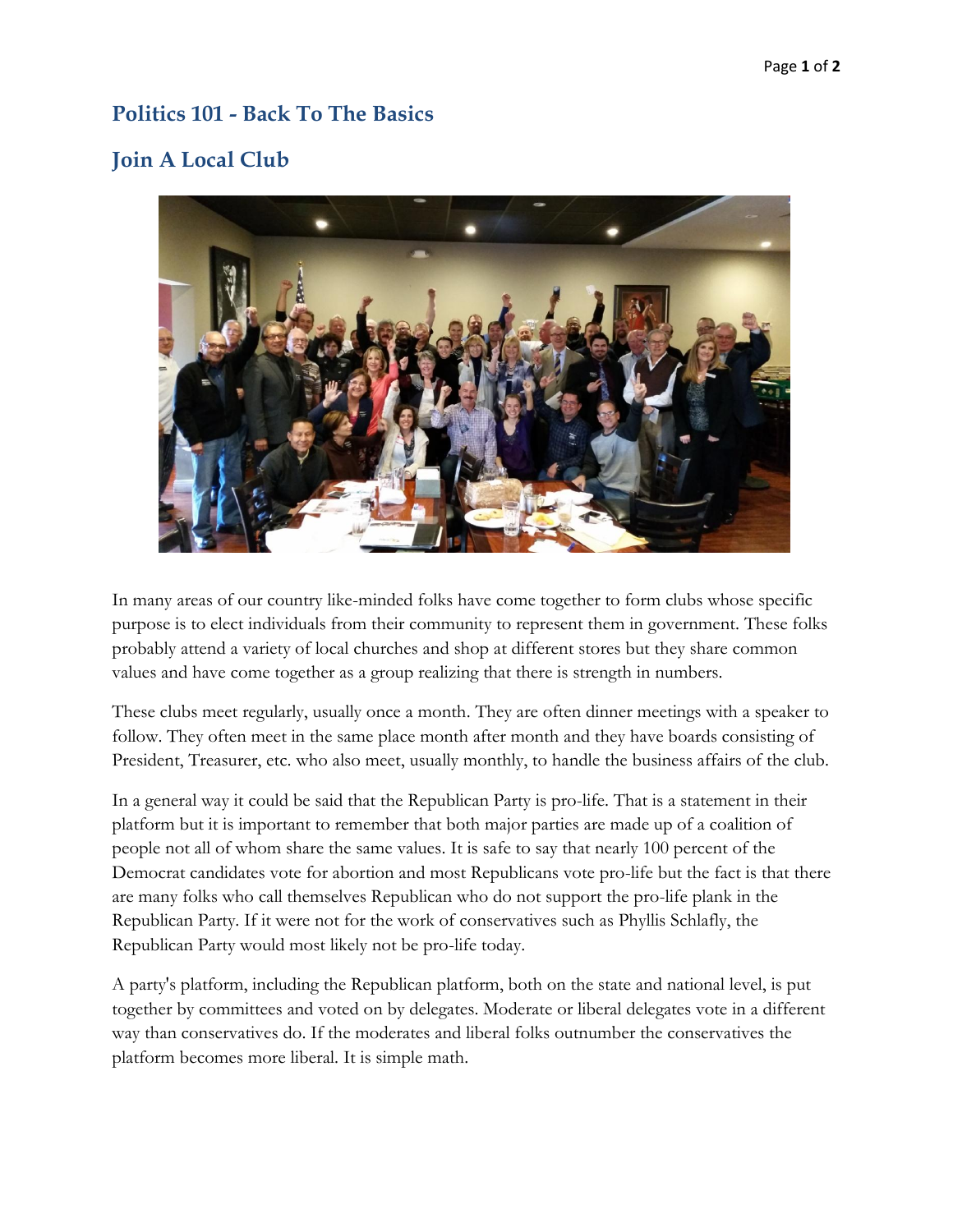# Politics 101 - Back To The Basics

## Join A Local Club

In many areas of our country like-minded folks have come together to form clubs whose specific purpose is to elect individuals from their community to represent them in government. These folks probably attend a variety of local churches and shop at different stores but they share common values and have come together as a group realizing that there is strength in numbers.

These clubs meet regularly, usually once a month. They are often dinner meetings with a speaker to follow. They often meet in the same place month after month and they have boards consisting of President, Treasurer, etc. who also meet, usually monthly, to handle the business affairs of the club.

In a general way it could be said that the Republican Party is pro-life. That is a statement in their platform but it is important to remember that both major parties are made up of a coalition of people not all of whom share the same values. It is safe to say that nearly 100 percent of the Democrat candidates vote for abortion and most Republicans vote pro-life but the fact is that there are many folks who call themselves Republican who do not support the pro-life plank in the Republican Party. If it were not for the work of conservatives such as Phyllis Schlafly, the Republican Party would most likely not be pro-life today.

A party's platform, including the Republican platform, both on the state and national level, is put together by committees and voted on by delegates. Moderate or liberal delegates vote in a different way than conservatives do. If the moderates and liberal folks outnumber the conservatives the platform becomes more liberal. It is simple math.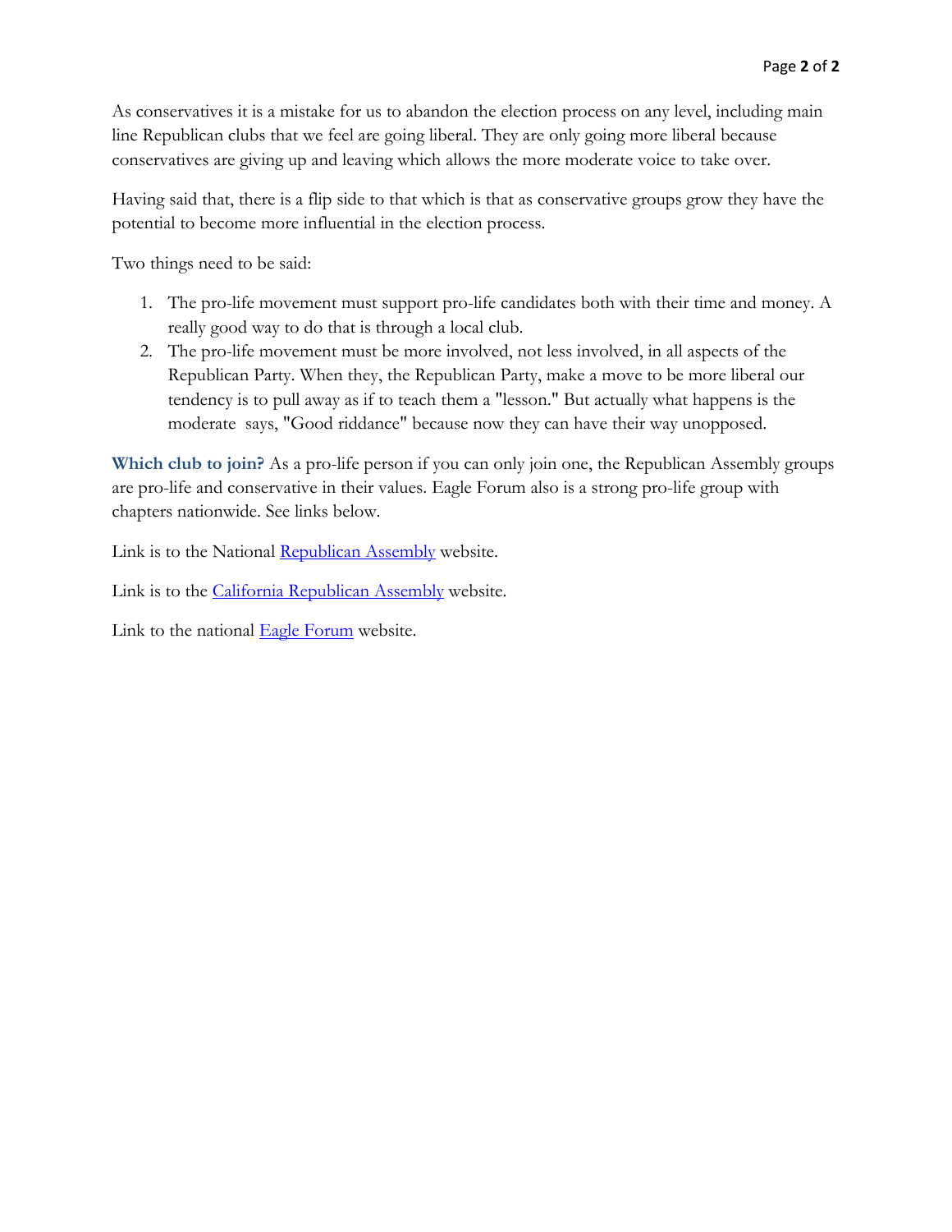As conservatives it is a mistake for us to abandon the election process on any level, including main line Republican clubs that we feel are going liberal. They are only going more liberal because conservatives are giving up and leaving which allows the more moderate voice to take over.

Having said that, there is a flip side to that which is that as conservative groups grow they have the potential to become more influential in the election process.

Two things need to be said:

1. The pro-life movement must support pro-life candidates both with their time and money. A really good way to do that is through a local club.
2. The pro-life movement must be more involved, not less involved, in all aspects of the Republican Party. When they, the Republican Party, make a move to be more liberal our tendency is to pull away as if to teach them a "lesson." But actually what happens is the moderate says, "Good riddance" because now they can have their way unopposed.

**Which club to join?** As a pro-life person if you can only join one, the Republican Assembly groups are pro-life and conservative in their values. Eagle Forum also is a strong pro-life group with chapters nationwide. See links below.

Link is to the National Republican Assembly website.

Link is to the California Republican Assembly website.

Link to the national Eagle Forum website.